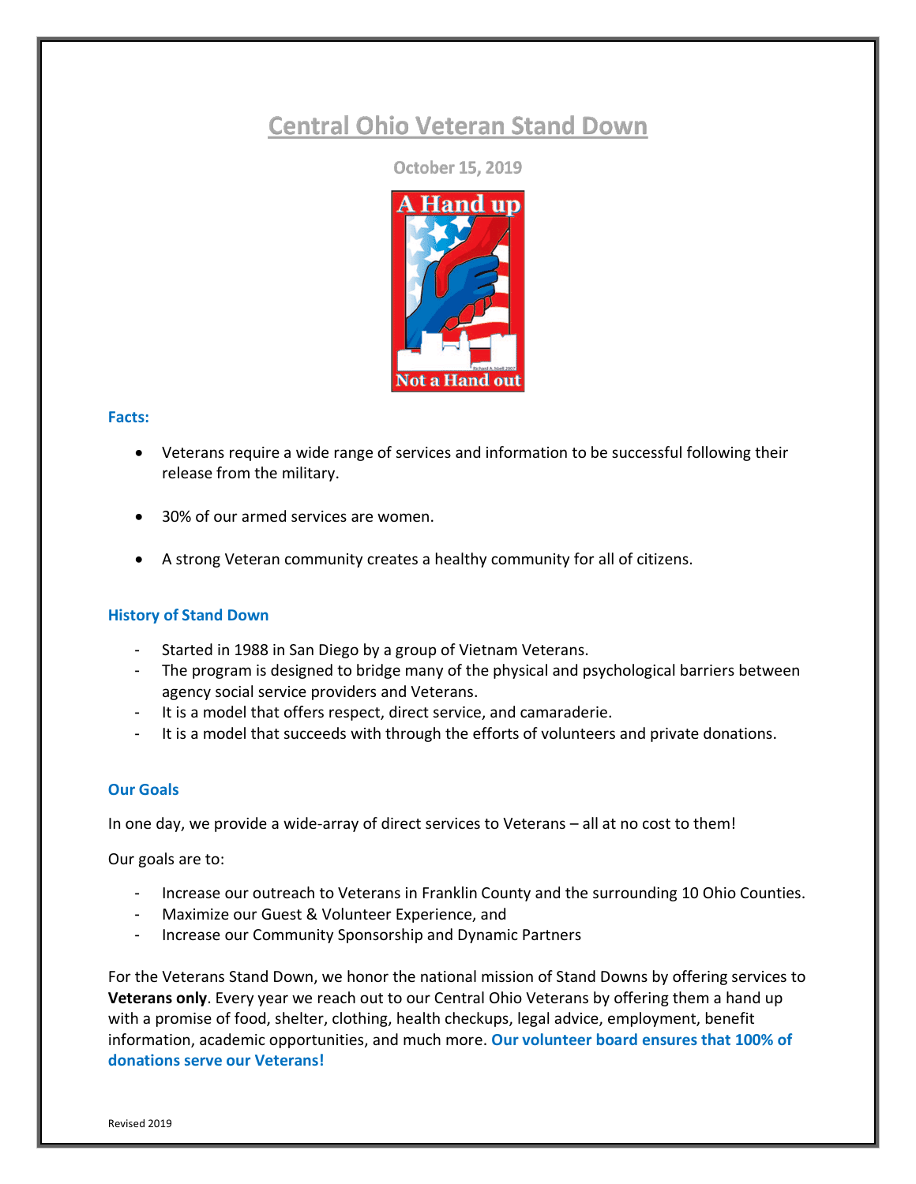# Central Ohio Veteran Stand Down

October 15, 2019

### Facts:

- Veterans require a wide range of services and information to be successful following their release from the military.
- 30% of our armed services are women.
- A strong Veteran community creates a healthy community for all of citizens.

### History of Stand Down

- Started in 1988 in San Diego by a group of Vietnam Veterans.
- The program is designed to bridge many of the physical and psychological barriers between agency social service providers and Veterans.
- It is a model that offers respect, direct service, and camaraderie.
- It is a model that succeeds with through the efforts of volunteers and private donations.

### Our Goals

In one day, we provide a wide-array of direct services to Veterans – all at no cost to them!

Our goals are to:

- Increase our outreach to Veterans in Franklin County and the surrounding 10 Ohio Counties.
- Maximize our Guest & Volunteer Experience, and
- Increase our Community Sponsorship and Dynamic Partners

For the Veterans Stand Down, we honor the national mission of Stand Downs by offering services to **Veterans only**. Every year we reach out to our Central Ohio Veterans by offering them a hand up with a promise of food, shelter, clothing, health checkups, legal advice, employment, benefit information, academic opportunities, and much more. **Our volunteer board ensures that 100% of donations serve our Veterans!**

Revised 2019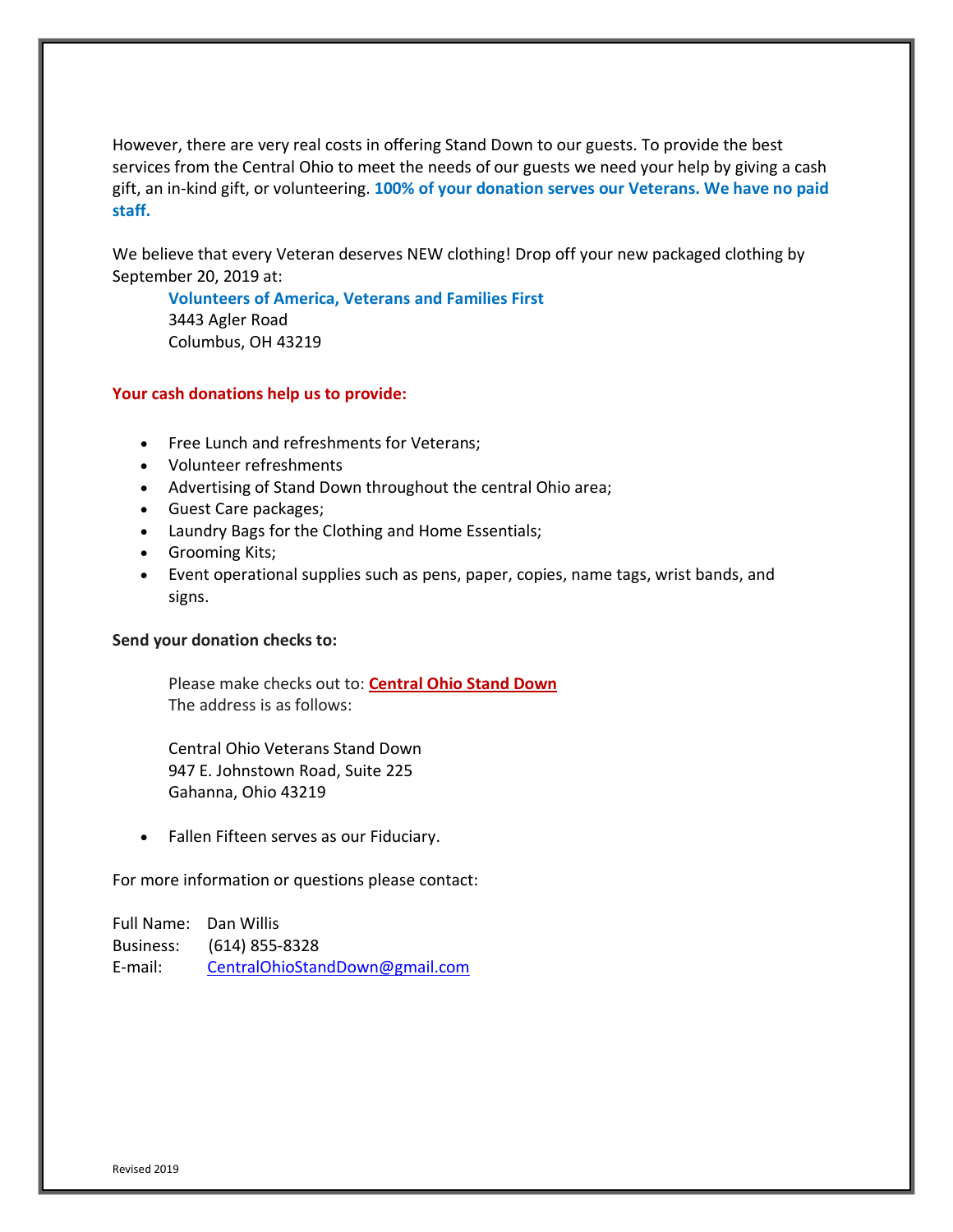However, there are very real costs in offering Stand Down to our guests. To provide the best services from the Central Ohio to meet the needs of our guests we need your help by giving a cash gift, an in-kind gift, or volunteering. **100% of your donation serves our Veterans. We have no paid staff.**

We believe that every Veteran deserves NEW clothing! Drop off your new packaged clothing by September 20, 2019 at:

> **Volunteers of America, Veterans and Families First**
> 3443 Agler Road
> Columbus, OH 43219

**Your cash donations help us to provide:**

- Free Lunch and refreshments for Veterans;
- Volunteer refreshments
- Advertising of Stand Down throughout the central Ohio area;
- Guest Care packages;
- Laundry Bags for the Clothing and Home Essentials;
- Grooming Kits;
- Event operational supplies such as pens, paper, copies, name tags, wrist bands, and signs.

**Send your donation checks to:**

> Please make checks out to: **Central Ohio Stand Down**
> The address is as follows:
>
> Central Ohio Veterans Stand Down
> 947 E. Johnstown Road, Suite 225
> Gahanna, Ohio 43219

- Fallen Fifteen serves as our Fiduciary.

For more information or questions please contact:

Full Name: Dan Willis
Business: (614) 855-8328
E-mail: CentralOhioStandDown@gmail.com

Revised 2019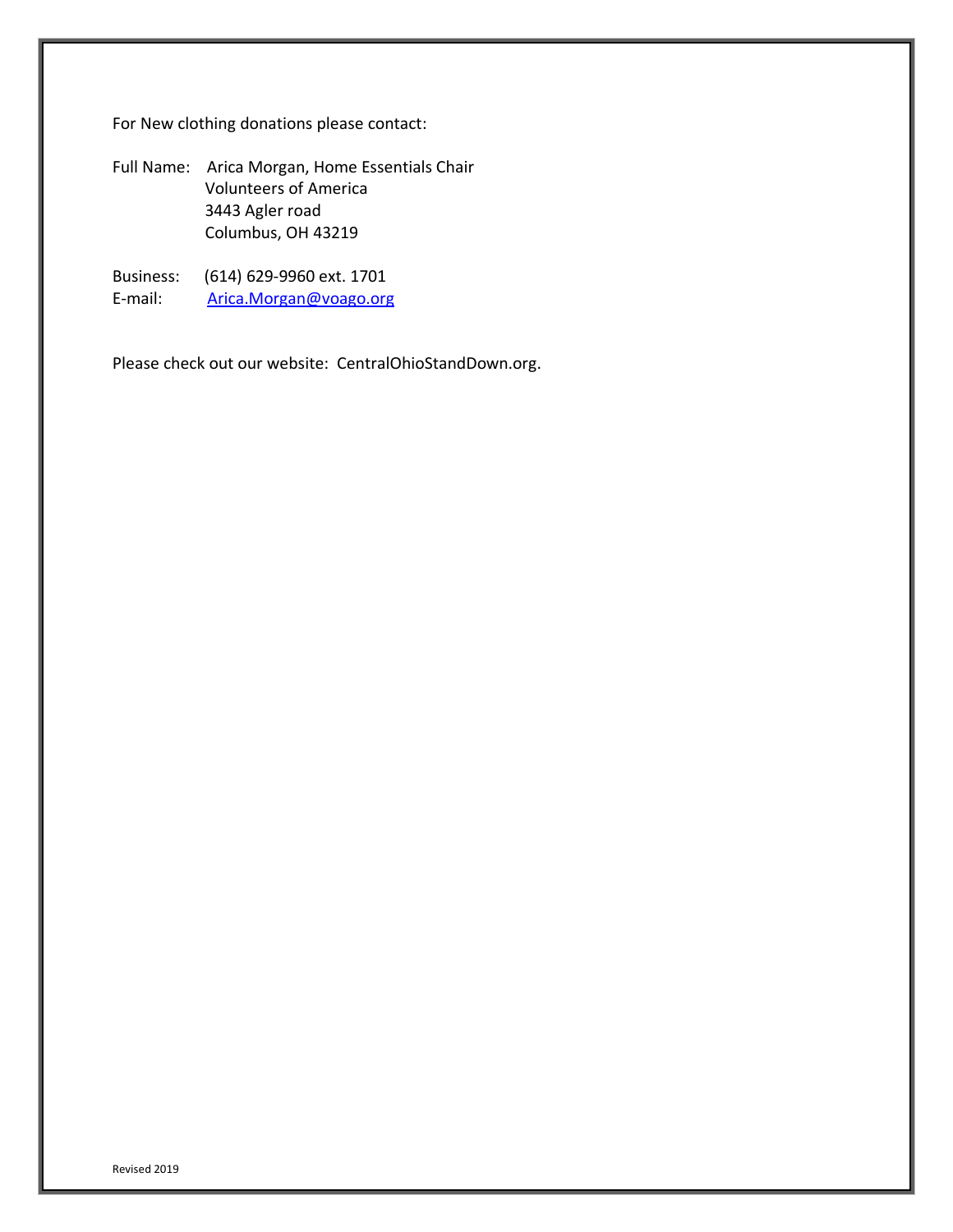For New clothing donations please contact:

Full Name: Arica Morgan, Home Essentials Chair
Volunteers of America
3443 Agler road
Columbus, OH 43219

Business: (614) 629-9960 ext. 1701
E-mail: Arica.Morgan@voago.org

Please check out our website: CentralOhioStandDown.org.

Revised 2019